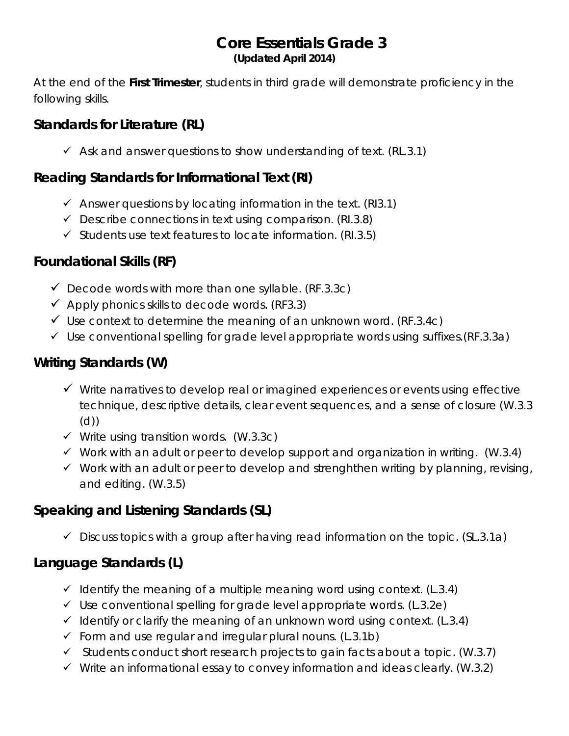# Core Essentials Grade 3

**(Updated April 2014)**

At the end of the **First Trimester**, students in third grade will demonstrate proficiency in the following skills.

## Standards for Literature (RL)

- ✓ Ask and answer questions to show understanding of text. (RL.3.1)

## Reading Standards for Informational Text (RI)

- ✓ Answer questions by locating information in the text. (RI3.1)
- ✓ Describe connections in text using comparison. (RI.3.8)
- ✓ Students use text features to locate information. (RI.3.5)

## Foundational Skills (RF)

- ✓ Decode words with more than one syllable. (RF.3.3c)
- ✓ Apply phonics skills to decode words. (RF3.3)
- ✓ Use context to determine the meaning of an unknown word. (RF.3.4c)
- ✓ Use conventional spelling for grade level appropriate words using suffixes.(RF.3.3a)

## Writing Standards (W)

- ✓ Write narratives to develop real or imagined experiences or events using effective technique, descriptive details, clear event sequences, and a sense of closure (W.3.3 (d))
- ✓ Write using transition words. (W.3.3c)
- ✓ Work with an adult or peer to develop support and organization in writing. (W.3.4)
- ✓ Work with an adult or peer to develop and strenghthen writing by planning, revising, and editing. (W.3.5)

## Speaking and Listening Standards (SL)

- ✓ Discuss topics with a group after having read information on the topic. (SL.3.1a)

## Language Standards (L)

- ✓ Identify the meaning of a multiple meaning word using context. (L.3.4)
- ✓ Use conventional spelling for grade level appropriate words. (L.3.2e)
- ✓ Identify or clarify the meaning of an unknown word using context. (L.3.4)
- ✓ Form and use regular and irregular plural nouns. (L.3.1b)
- ✓ Students conduct short research projects to gain facts about a topic. (W.3.7)
- ✓ Write an informational essay to convey information and ideas clearly. (W.3.2)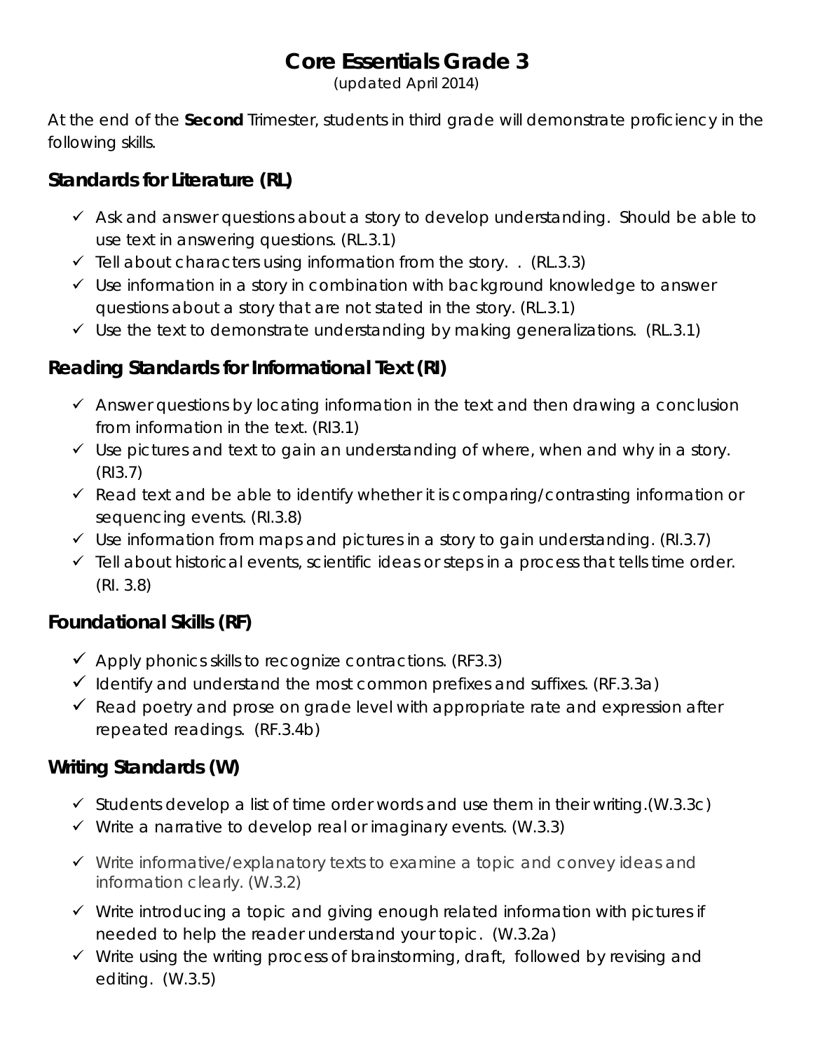# Core Essentials Grade 3

(updated April 2014)

At the end of the **Second** Trimester, students in third grade will demonstrate proficiency in the following skills.

## Standards for Literature (RL)

- ✓ Ask and answer questions about a story to develop understanding. Should be able to use text in answering questions. (RL.3.1)
- ✓ Tell about characters using information from the story. . (RL.3.3)
- ✓ Use information in a story in combination with background knowledge to answer questions about a story that are not stated in the story. (RL.3.1)
- ✓ Use the text to demonstrate understanding by making generalizations. (RL.3.1)

## Reading Standards for Informational Text (RI)

- ✓ Answer questions by locating information in the text and then drawing a conclusion from information in the text. (RI3.1)
- ✓ Use pictures and text to gain an understanding of where, when and why in a story. (RI3.7)
- ✓ Read text and be able to identify whether it is comparing/contrasting information or sequencing events. (RI.3.8)
- ✓ Use information from maps and pictures in a story to gain understanding. (RI.3.7)
- ✓ Tell about historical events, scientific ideas or steps in a process that tells time order. (RI. 3.8)

## Foundational Skills (RF)

- ✓ Apply phonics skills to recognize contractions. (RF3.3)
- ✓ Identify and understand the most common prefixes and suffixes. (RF.3.3a)
- ✓ Read poetry and prose on grade level with appropriate rate and expression after repeated readings. (RF.3.4b)

## Writing Standards (W)

- ✓ Students develop a list of time order words and use them in their writing.(W.3.3c)
- ✓ Write a narrative to develop real or imaginary events. (W.3.3)
- ✓ Write informative/explanatory texts to examine a topic and convey ideas and information clearly. (W.3.2)
- ✓ Write introducing a topic and giving enough related information with pictures if needed to help the reader understand your topic. (W.3.2a)
- ✓ Write using the writing process of brainstorming, draft, followed by revising and editing. (W.3.5)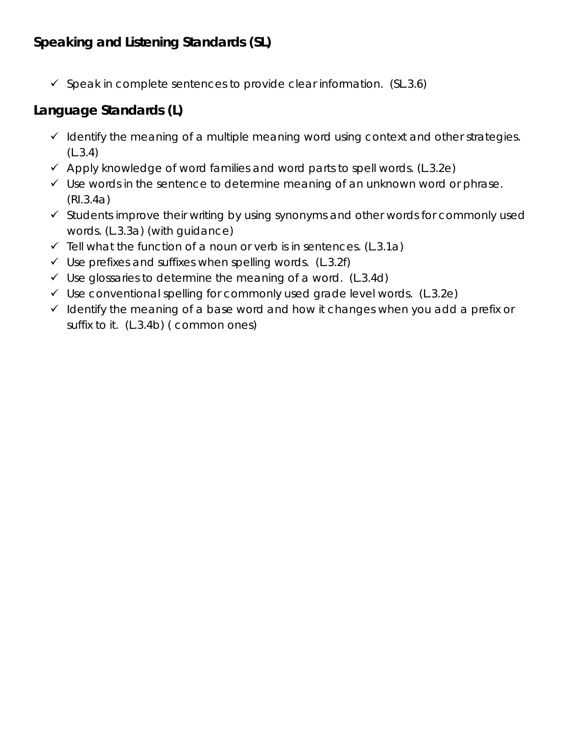## Speaking and Listening Standards (SL)

- ✓ Speak in complete sentences to provide clear information. (SL.3.6)

## Language Standards (L)

- ✓ Identify the meaning of a multiple meaning word using context and other strategies. (L.3.4)
- ✓ Apply knowledge of word families and word parts to spell words. (L.3.2e)
- ✓ Use words in the sentence to determine meaning of an unknown word or phrase. (RI.3.4a)
- ✓ Students improve their writing by using synonyms and other words for commonly used words. (L.3.3a) (with guidance)
- ✓ Tell what the function of a noun or verb is in sentences. (L.3.1a)
- ✓ Use prefixes and suffixes when spelling words. (L.3.2f)
- ✓ Use glossaries to determine the meaning of a word. (L.3.4d)
- ✓ Use conventional spelling for commonly used grade level words. (L.3.2e)
- ✓ Identify the meaning of a base word and how it changes when you add a prefix or suffix to it. (L.3.4b) ( common ones)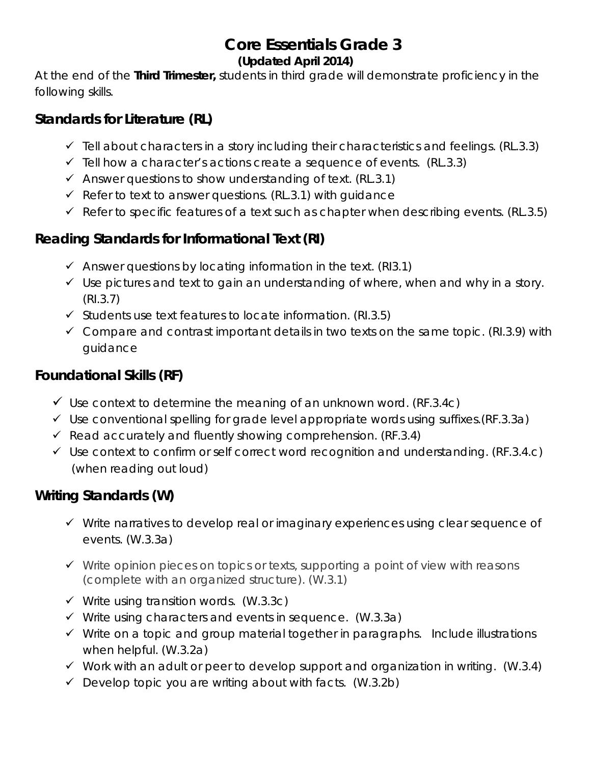# Core Essentials Grade 3

**(Updated April 2014)**

At the end of the **Third Trimester,** students in third grade will demonstrate proficiency in the following skills.

## Standards for Literature (RL)

- ✓ Tell about characters in a story including their characteristics and feelings. (RL.3.3)
- ✓ Tell how a character's actions create a sequence of events. (RL.3.3)
- ✓ Answer questions to show understanding of text. (RL.3.1)
- ✓ Refer to text to answer questions. (RL.3.1) with guidance
- ✓ Refer to specific features of a text such as chapter when describing events. (RL.3.5)

## Reading Standards for Informational Text (RI)

- ✓ Answer questions by locating information in the text. (RI3.1)
- ✓ Use pictures and text to gain an understanding of where, when and why in a story. (RI.3.7)
- ✓ Students use text features to locate information. (RI.3.5)
- ✓ Compare and contrast important details in two texts on the same topic. (RI.3.9) with guidance

## Foundational Skills (RF)

- ✓ Use context to determine the meaning of an unknown word. (RF.3.4c)
- ✓ Use conventional spelling for grade level appropriate words using suffixes.(RF.3.3a)
- ✓ Read accurately and fluently showing comprehension. (RF.3.4)
- ✓ Use context to confirm or self correct word recognition and understanding. (RF.3.4.c) (when reading out loud)

## Writing Standards (W)

- ✓ Write narratives to develop real or imaginary experiences using clear sequence of events. (W.3.3a)
- ✓ Write opinion pieces on topics or texts, supporting a point of view with reasons (complete with an organized structure). (W.3.1)
- ✓ Write using transition words. (W.3.3c)
- ✓ Write using characters and events in sequence. (W.3.3a)
- ✓ Write on a topic and group material together in paragraphs. Include illustrations when helpful. (W.3.2a)
- ✓ Work with an adult or peer to develop support and organization in writing. (W.3.4)
- ✓ Develop topic you are writing about with facts. (W.3.2b)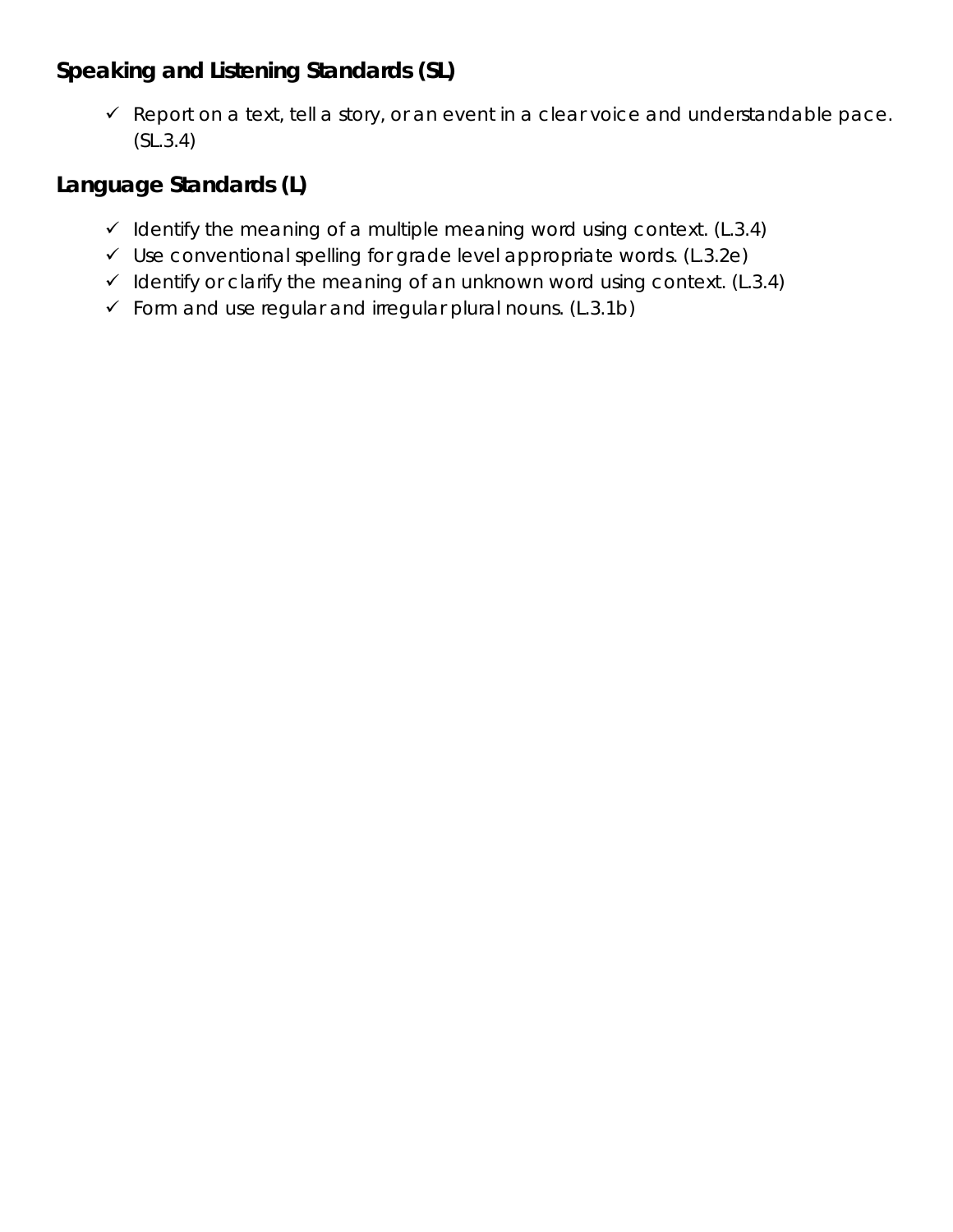## Speaking and Listening Standards (SL)

- ✓ Report on a text, tell a story, or an event in a clear voice and understandable pace. (SL.3.4)

## Language Standards (L)

- ✓ Identify the meaning of a multiple meaning word using context. (L.3.4)
- ✓ Use conventional spelling for grade level appropriate words. (L.3.2e)
- ✓ Identify or clarify the meaning of an unknown word using context. (L.3.4)
- ✓ Form and use regular and irregular plural nouns. (L.3.1b)